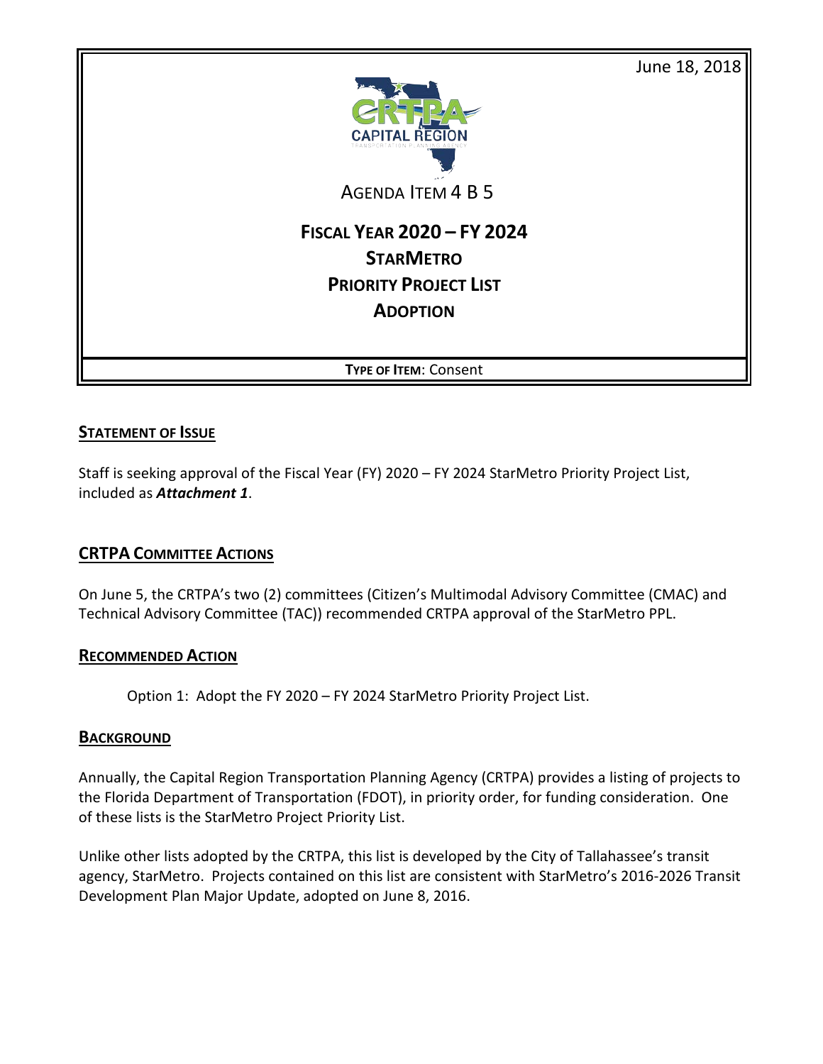June 18, 2018

AGENDA ITEM 4 B 5

# FISCAL YEAR 2020 – FY 2024 STARMETRO PRIORITY PROJECT LIST ADOPTION

**TYPE OF ITEM**: Consent

## STATEMENT OF ISSUE

Staff is seeking approval of the Fiscal Year (FY) 2020 – FY 2024 StarMetro Priority Project List, included as ***Attachment 1***.

## CRTPA COMMITTEE ACTIONS

On June 5, the CRTPA's two (2) committees (Citizen's Multimodal Advisory Committee (CMAC) and Technical Advisory Committee (TAC)) recommended CRTPA approval of the StarMetro PPL.

## RECOMMENDED ACTION

Option 1: Adopt the FY 2020 – FY 2024 StarMetro Priority Project List.

## BACKGROUND

Annually, the Capital Region Transportation Planning Agency (CRTPA) provides a listing of projects to the Florida Department of Transportation (FDOT), in priority order, for funding consideration. One of these lists is the StarMetro Project Priority List.

Unlike other lists adopted by the CRTPA, this list is developed by the City of Tallahassee's transit agency, StarMetro. Projects contained on this list are consistent with StarMetro's 2016-2026 Transit Development Plan Major Update, adopted on June 8, 2016.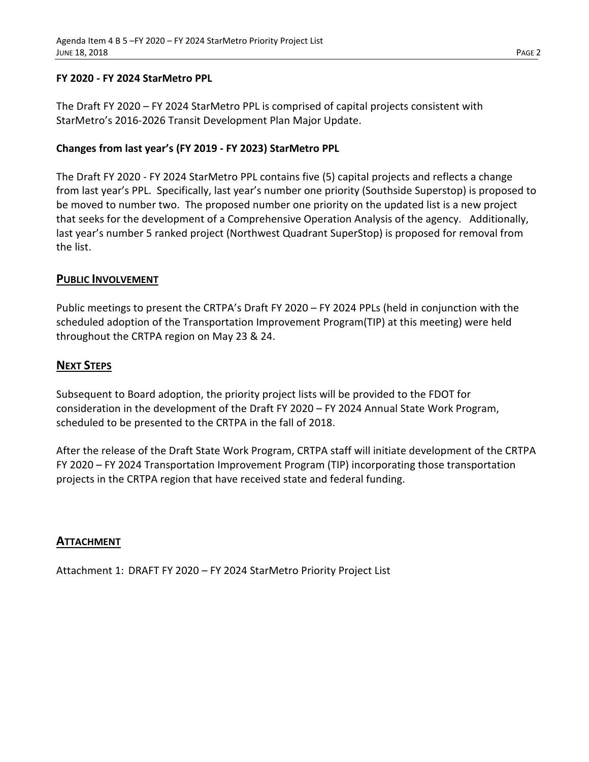**FY 2020 - FY 2024 StarMetro PPL**

The Draft FY 2020 – FY 2024 StarMetro PPL is comprised of capital projects consistent with StarMetro's 2016-2026 Transit Development Plan Major Update.

**Changes from last year's (FY 2019 - FY 2023) StarMetro PPL**

The Draft FY 2020 - FY 2024 StarMetro PPL contains five (5) capital projects and reflects a change from last year's PPL. Specifically, last year's number one priority (Southside Superstop) is proposed to be moved to number two. The proposed number one priority on the updated list is a new project that seeks for the development of a Comprehensive Operation Analysis of the agency. Additionally, last year's number 5 ranked project (Northwest Quadrant SuperStop) is proposed for removal from the list.

## PUBLIC INVOLVEMENT

Public meetings to present the CRTPA's Draft FY 2020 – FY 2024 PPLs (held in conjunction with the scheduled adoption of the Transportation Improvement Program(TIP) at this meeting) were held throughout the CRTPA region on May 23 & 24.

## NEXT STEPS

Subsequent to Board adoption, the priority project lists will be provided to the FDOT for consideration in the development of the Draft FY 2020 – FY 2024 Annual State Work Program, scheduled to be presented to the CRTPA in the fall of 2018.

After the release of the Draft State Work Program, CRTPA staff will initiate development of the CRTPA FY 2020 – FY 2024 Transportation Improvement Program (TIP) incorporating those transportation projects in the CRTPA region that have received state and federal funding.

## ATTACHMENT

Attachment 1: DRAFT FY 2020 – FY 2024 StarMetro Priority Project List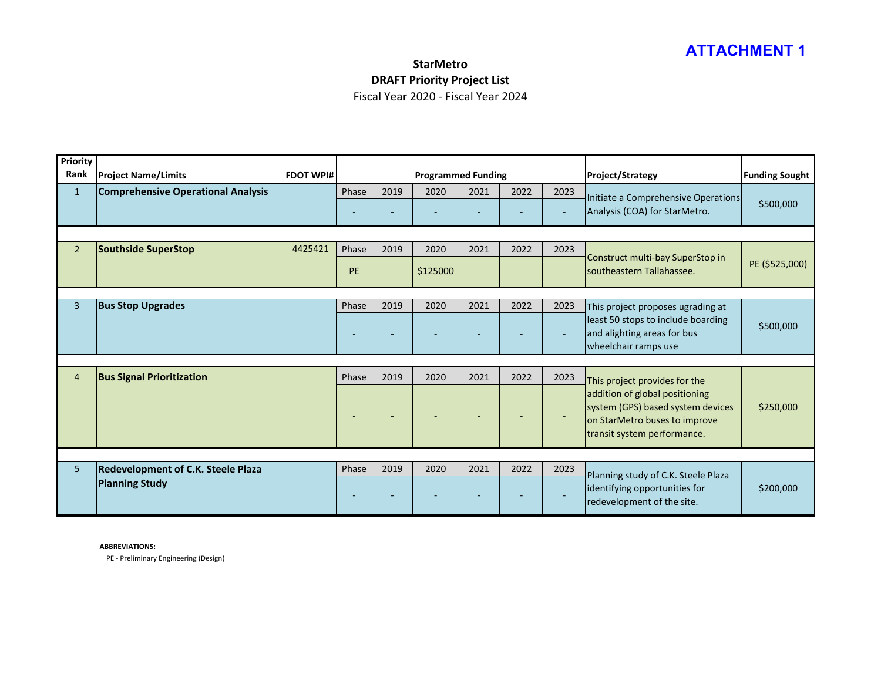**ATTACHMENT 1**

# StarMetro
## DRAFT Priority Project List
Fiscal Year 2020 - Fiscal Year 2024

| Priority Rank | Project Name/Limits | FDOT WPI# | Programmed Funding | | | | | | Project/Strategy | Funding Sought |
|---|---|---|---|---|---|---|---|---|---|---|
| | | | Phase | 2019 | 2020 | 2021 | 2022 | 2023 | | |
| 1 | **Comprehensive Operational Analysis** | | - | - | - | - | - | - | Initiate a Comprehensive Operations Analysis (COA) for StarMetro. | $500,000 |
| 2 | **Southside SuperStop** | 4425421 | PE | | $125000 | | | | Construct multi-bay SuperStop in southeastern Tallahassee. | PE ($525,000) |
| 3 | **Bus Stop Upgrades** | | - | - | - | - | - | - | This project proposes ugrading at least 50 stops to include boarding and alighting areas for bus wheelchair ramps use | $500,000 |
| 4 | **Bus Signal Prioritization** | | - | - | - | - | - | - | This project provides for the addition of global positioning system (GPS) based system devices on StarMetro buses to improve transit system performance. | $250,000 |
| 5 | **Redevelopment of C.K. Steele Plaza Planning Study** | | - | - | - | - | - | - | Planning study of C.K. Steele Plaza identifying opportunities for redevelopment of the site. | $200,000 |

**ABBREVIATIONS:**

PE - Preliminary Engineering (Design)